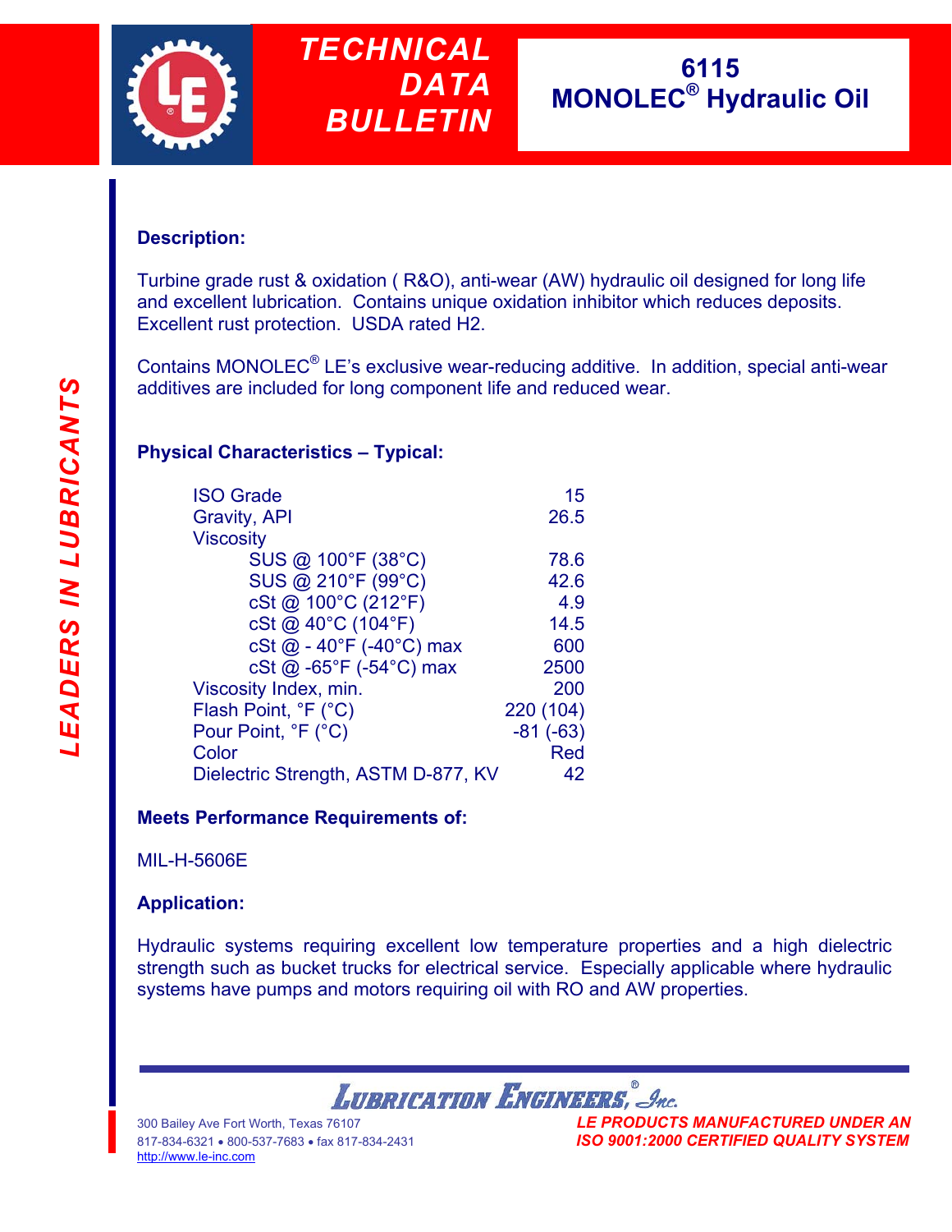# TECHNICAL DATA BULLETIN

## 6115 MONOLEC® Hydraulic Oil

LEADERS IN LUBRICANTS

### Description:

Turbine grade rust & oxidation ( R&O), anti-wear (AW) hydraulic oil designed for long life and excellent lubrication. Contains unique oxidation inhibitor which reduces deposits. Excellent rust protection. USDA rated H2.

Contains MONOLEC® LE's exclusive wear-reducing additive. In addition, special anti-wear additives are included for long component life and reduced wear.

### Physical Characteristics – Typical:

| | |
|---|---|
| ISO Grade | 15 |
| Gravity, API | 26.5 |
| Viscosity | |
| SUS @ 100°F (38°C) | 78.6 |
| SUS @ 210°F (99°C) | 42.6 |
| cSt @ 100°C (212°F) | 4.9 |
| cSt @ 40°C (104°F) | 14.5 |
| cSt @ - 40°F (-40°C) max | 600 |
| cSt @ -65°F (-54°C) max | 2500 |
| Viscosity Index, min. | 200 |
| Flash Point, °F (°C) | 220 (104) |
| Pour Point, °F (°C) | -81 (-63) |
| Color | Red |
| Dielectric Strength, ASTM D-877, KV | 42 |

### Meets Performance Requirements of:

MIL-H-5606E

### Application:

Hydraulic systems requiring excellent low temperature properties and a high dielectric strength such as bucket trucks for electrical service. Especially applicable where hydraulic systems have pumps and motors requiring oil with RO and AW properties.

LUBRICATION ENGINEERS®, Inc.

300 Bailey Ave Fort Worth, Texas 76107
817-834-6321 • 800-537-7683 • fax 817-834-2431
http://www.le-inc.com

*LE PRODUCTS MANUFACTURED UNDER AN ISO 9001:2000 CERTIFIED QUALITY SYSTEM*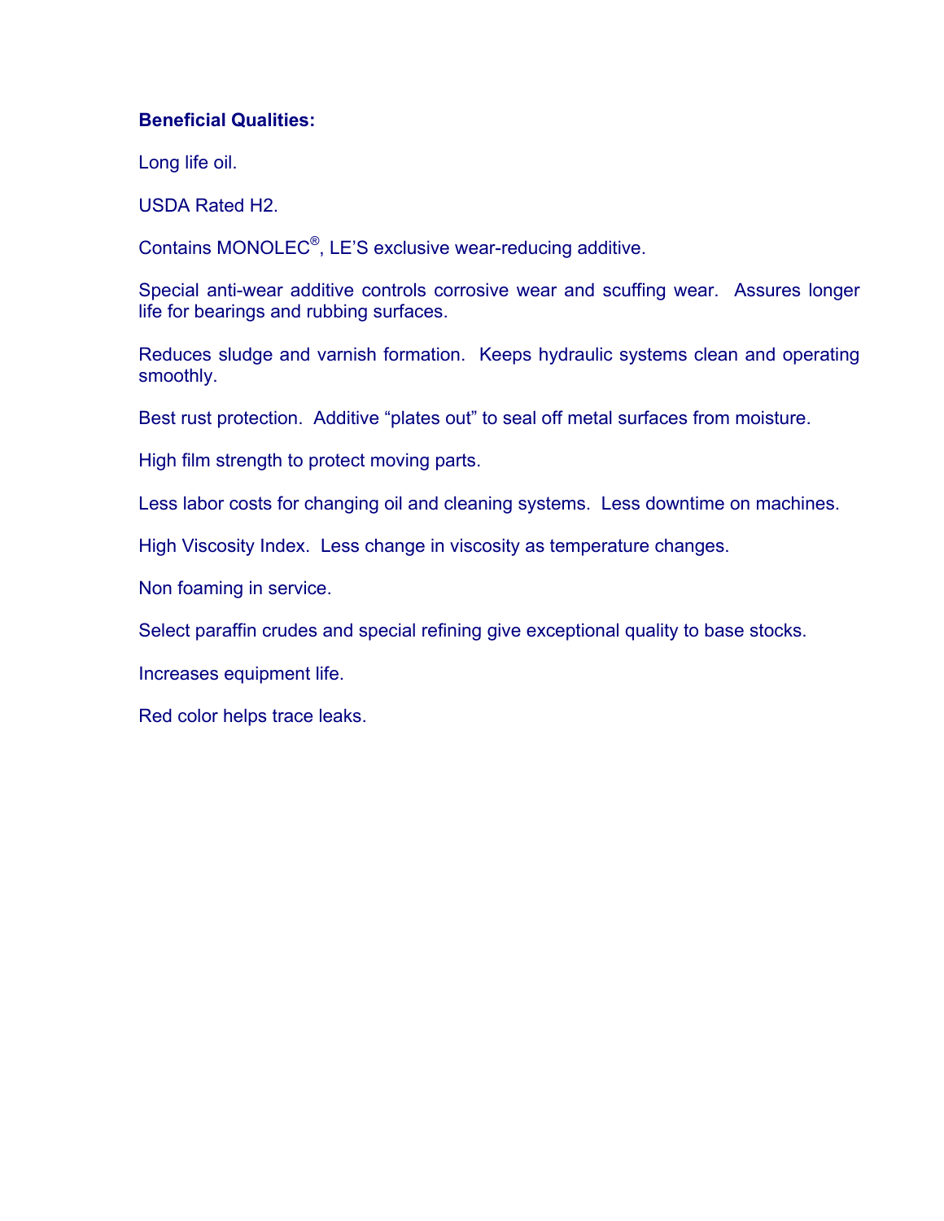**Beneficial Qualities:**

Long life oil.

USDA Rated H2.

Contains MONOLEC®, LE'S exclusive wear-reducing additive.

Special anti-wear additive controls corrosive wear and scuffing wear. Assures longer life for bearings and rubbing surfaces.

Reduces sludge and varnish formation. Keeps hydraulic systems clean and operating smoothly.

Best rust protection. Additive "plates out" to seal off metal surfaces from moisture.

High film strength to protect moving parts.

Less labor costs for changing oil and cleaning systems. Less downtime on machines.

High Viscosity Index. Less change in viscosity as temperature changes.

Non foaming in service.

Select paraffin crudes and special refining give exceptional quality to base stocks.

Increases equipment life.

Red color helps trace leaks.